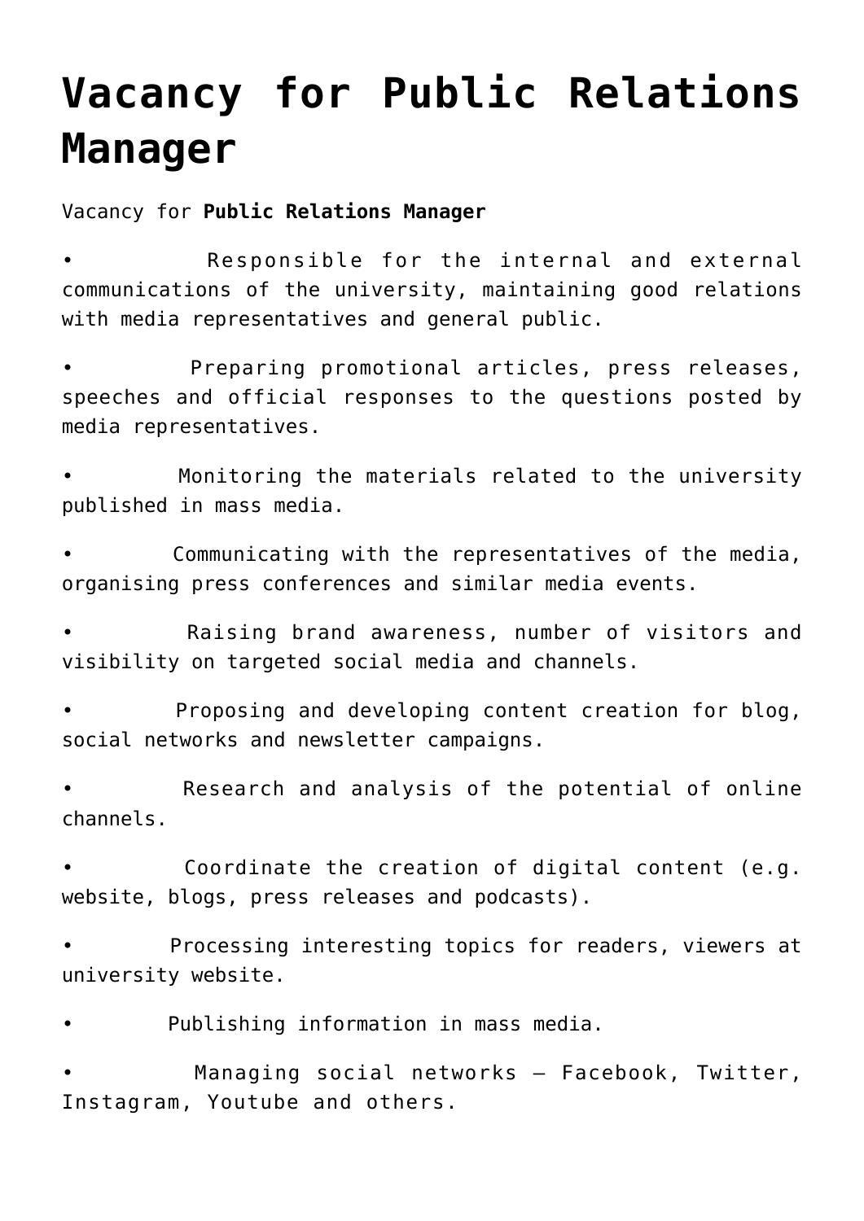# Vacancy for Public Relations Manager

Vacancy for **Public Relations Manager**

- Responsible for the internal and external communications of the university, maintaining good relations with media representatives and general public.
- Preparing promotional articles, press releases, speeches and official responses to the questions posted by media representatives.
- Monitoring the materials related to the university published in mass media.
- Communicating with the representatives of the media, organising press conferences and similar media events.
- Raising brand awareness, number of visitors and visibility on targeted social media and channels.
- Proposing and developing content creation for blog, social networks and newsletter campaigns.
- Research and analysis of the potential of online channels.
- Coordinate the creation of digital content (e.g. website, blogs, press releases and podcasts).
- Processing interesting topics for readers, viewers at university website.
- Publishing information in mass media.
- Managing social networks – Facebook, Twitter, Instagram, Youtube and others.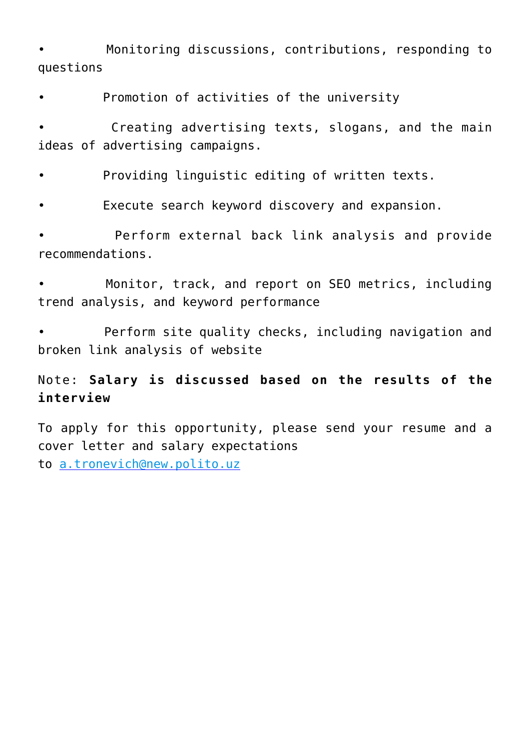- Monitoring discussions, contributions, responding to questions
- Promotion of activities of the university
- Creating advertising texts, slogans, and the main ideas of advertising campaigns.
- Providing linguistic editing of written texts.
- Execute search keyword discovery and expansion.
- Perform external back link analysis and provide recommendations.
- Monitor, track, and report on SEO metrics, including trend analysis, and keyword performance
- Perform site quality checks, including navigation and broken link analysis of website

Note: **Salary is discussed based on the results of the interview**

To apply for this opportunity, please send your resume and a cover letter and salary expectations to [a.tronevich@new.polito.uz](mailto:a.tronevich@new.polito.uz)